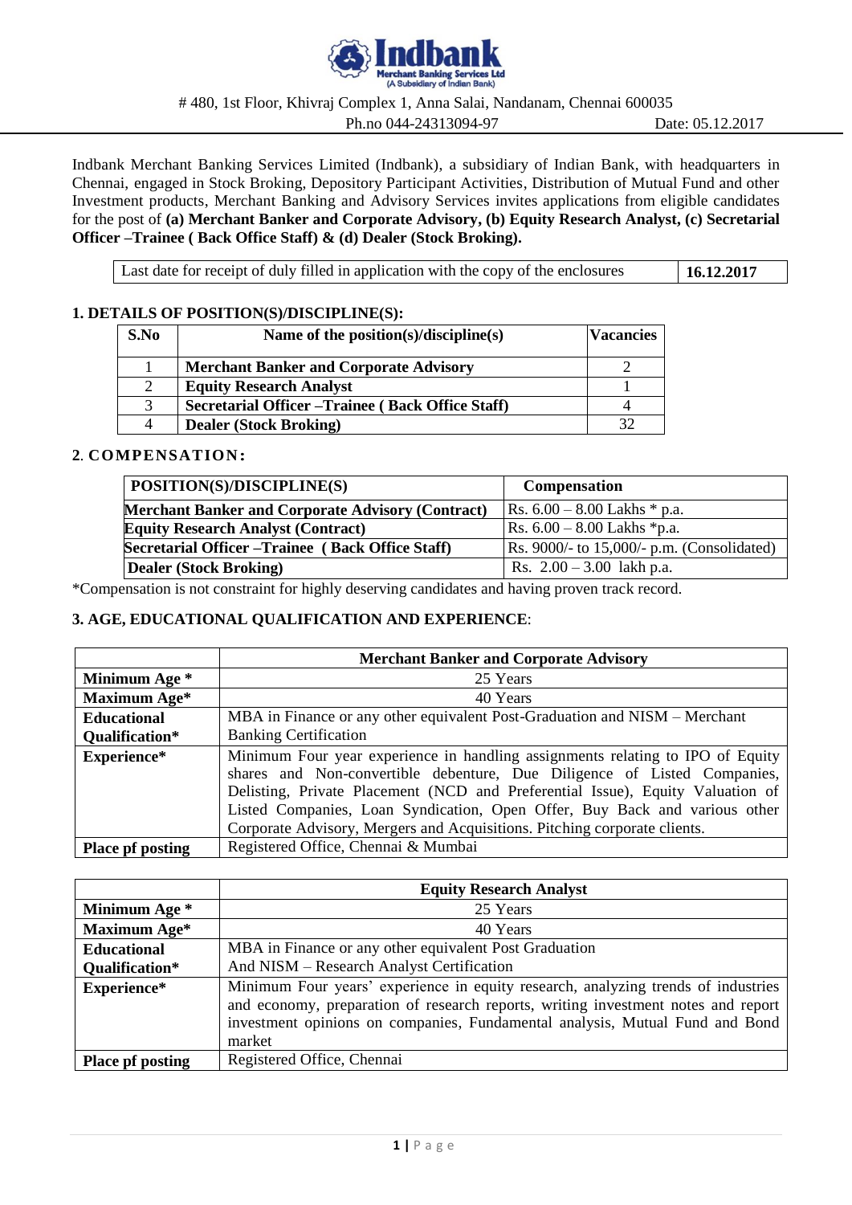**Indbank**
**Merchant Banking Services Ltd**
(A Subsidiary of Indian Bank)

# 480, 1st Floor, Khivraj Complex 1, Anna Salai, Nandanam, Chennai 600035

Ph.no 044-24313094-97 Date: 05.12.2017

Indbank Merchant Banking Services Limited (Indbank), a subsidiary of Indian Bank, with headquarters in Chennai, engaged in Stock Broking, Depository Participant Activities, Distribution of Mutual Fund and other Investment products, Merchant Banking and Advisory Services invites applications from eligible candidates for the post of **(a) Merchant Banker and Corporate Advisory, (b) Equity Research Analyst, (c) Secretarial Officer –Trainee ( Back Office Staff) & (d) Dealer (Stock Broking).**

| Last date for receipt of duly filled in application with the copy of the enclosures | **16.12.2017** |
|---|---|

## 1. DETAILS OF POSITION(S)/DISCIPLINE(S):

| S.No | Name of the position(s)/discipline(s) | Vacancies |
|---|---|---|
| 1 | **Merchant Banker and Corporate Advisory** | 2 |
| 2 | **Equity Research Analyst** | 1 |
| 3 | **Secretarial Officer –Trainee ( Back Office Staff)** | 4 |
| 4 | **Dealer (Stock Broking)** | 32 |

## 2. COMPENSATION:

| POSITION(S)/DISCIPLINE(S) | Compensation |
|---|---|
| **Merchant Banker and Corporate Advisory (Contract)** | Rs. 6.00 – 8.00 Lakhs * p.a. |
| **Equity Research Analyst (Contract)** | Rs. 6.00 – 8.00 Lakhs *p.a. |
| **Secretarial Officer –Trainee ( Back Office Staff)** | Rs. 9000/- to 15,000/- p.m. (Consolidated) |
| **Dealer (Stock Broking)** | Rs. 2.00 – 3.00 lakh p.a. |

*Compensation is not constraint for highly deserving candidates and having proven track record.

## 3. AGE, EDUCATIONAL QUALIFICATION AND EXPERIENCE:

| | **Merchant Banker and Corporate Advisory** |
|---|---|
| **Minimum Age *** | 25 Years |
| **Maximum Age*** | 40 Years |
| **Educational Qualification*** | MBA in Finance or any other equivalent Post-Graduation and NISM – Merchant Banking Certification |
| **Experience*** | Minimum Four year experience in handling assignments relating to IPO of Equity shares and Non-convertible debenture, Due Diligence of Listed Companies, Delisting, Private Placement (NCD and Preferential Issue), Equity Valuation of Listed Companies, Loan Syndication, Open Offer, Buy Back and various other Corporate Advisory, Mergers and Acquisitions. Pitching corporate clients. |
| **Place pf posting** | Registered Office, Chennai & Mumbai |

| | **Equity Research Analyst** |
|---|---|
| **Minimum Age *** | 25 Years |
| **Maximum Age*** | 40 Years |
| **Educational Qualification*** | MBA in Finance or any other equivalent Post Graduation And NISM – Research Analyst Certification |
| **Experience*** | Minimum Four years' experience in equity research, analyzing trends of industries and economy, preparation of research reports, writing investment notes and report investment opinions on companies, Fundamental analysis, Mutual Fund and Bond market |
| **Place pf posting** | Registered Office, Chennai |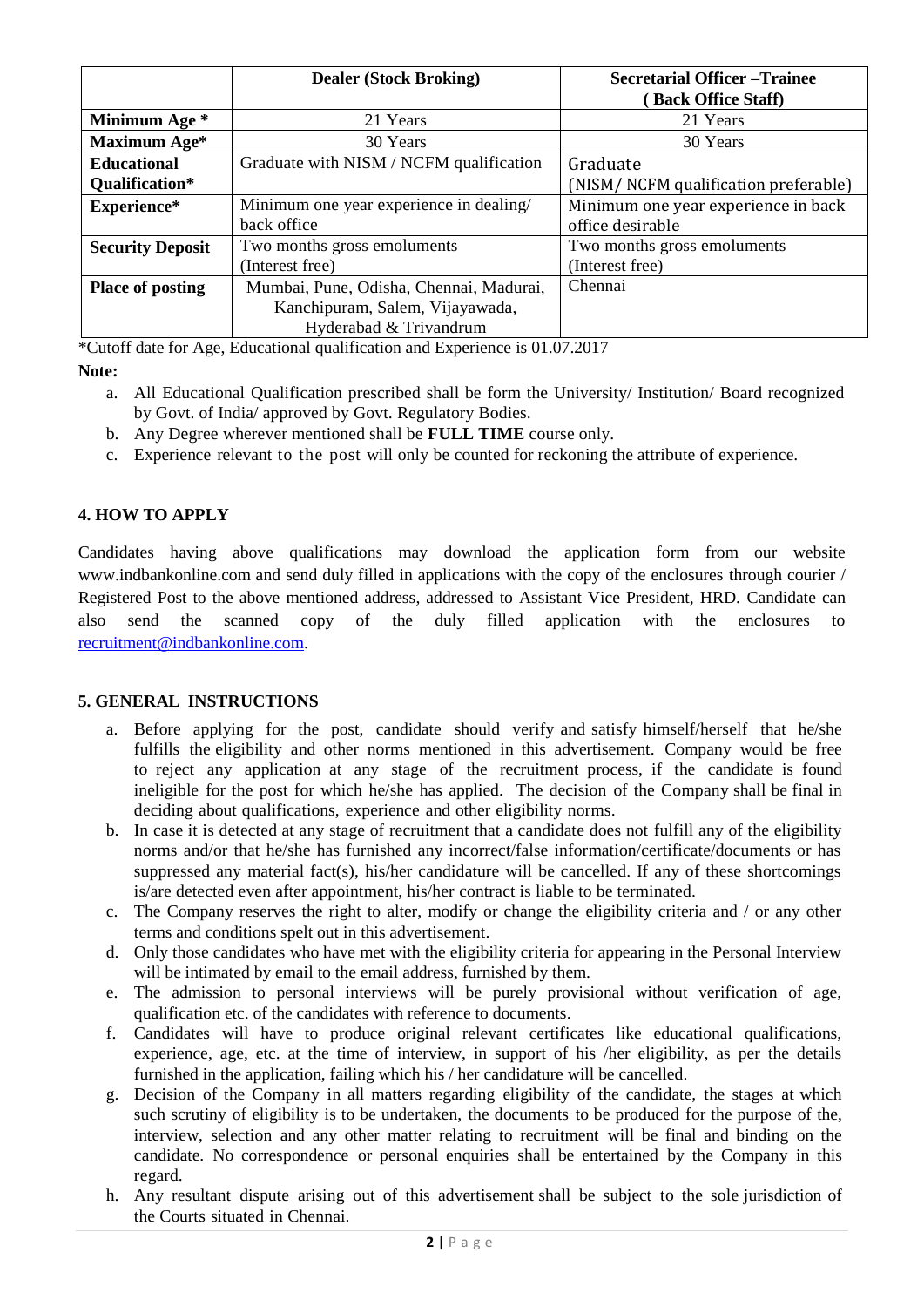| | Dealer (Stock Broking) | Secretarial Officer –Trainee ( Back Office Staff) |
|---|---|---|
| **Minimum Age *** | 21 Years | 21 Years |
| **Maximum Age*** | 30 Years | 30 Years |
| **Educational Qualification*** | Graduate with NISM / NCFM qualification | Graduate (NISM/ NCFM qualification preferable) |
| **Experience*** | Minimum one year experience in dealing/ back office | Minimum one year experience in back office desirable |
| **Security Deposit** | Two months gross emoluments (Interest free) | Two months gross emoluments (Interest free) |
| **Place of posting** | Mumbai, Pune, Odisha, Chennai, Madurai, Kanchipuram, Salem, Vijayawada, Hyderabad & Trivandrum | Chennai |

*Cutoff date for Age, Educational qualification and Experience is 01.07.2017

**Note:**

a. All Educational Qualification prescribed shall be form the University/ Institution/ Board recognized by Govt. of India/ approved by Govt. Regulatory Bodies.
b. Any Degree wherever mentioned shall be **FULL TIME** course only.
c. Experience relevant to the post will only be counted for reckoning the attribute of experience.

## 4. HOW TO APPLY

Candidates having above qualifications may download the application form from our website www.indbankonline.com and send duly filled in applications with the copy of the enclosures through courier / Registered Post to the above mentioned address, addressed to Assistant Vice President, HRD. Candidate can also send the scanned copy of the duly filled application with the enclosures to recruitment@indbankonline.com.

## 5. GENERAL INSTRUCTIONS

a. Before applying for the post, candidate should verify and satisfy himself/herself that he/she fulfills the eligibility and other norms mentioned in this advertisement. Company would be free to reject any application at any stage of the recruitment process, if the candidate is found ineligible for the post for which he/she has applied. The decision of the Company shall be final in deciding about qualifications, experience and other eligibility norms.
b. In case it is detected at any stage of recruitment that a candidate does not fulfill any of the eligibility norms and/or that he/she has furnished any incorrect/false information/certificate/documents or has suppressed any material fact(s), his/her candidature will be cancelled. If any of these shortcomings is/are detected even after appointment, his/her contract is liable to be terminated.
c. The Company reserves the right to alter, modify or change the eligibility criteria and / or any other terms and conditions spelt out in this advertisement.
d. Only those candidates who have met with the eligibility criteria for appearing in the Personal Interview will be intimated by email to the email address, furnished by them.
e. The admission to personal interviews will be purely provisional without verification of age, qualification etc. of the candidates with reference to documents.
f. Candidates will have to produce original relevant certificates like educational qualifications, experience, age, etc. at the time of interview, in support of his /her eligibility, as per the details furnished in the application, failing which his / her candidature will be cancelled.
g. Decision of the Company in all matters regarding eligibility of the candidate, the stages at which such scrutiny of eligibility is to be undertaken, the documents to be produced for the purpose of the, interview, selection and any other matter relating to recruitment will be final and binding on the candidate. No correspondence or personal enquiries shall be entertained by the Company in this regard.
h. Any resultant dispute arising out of this advertisement shall be subject to the sole jurisdiction of the Courts situated in Chennai.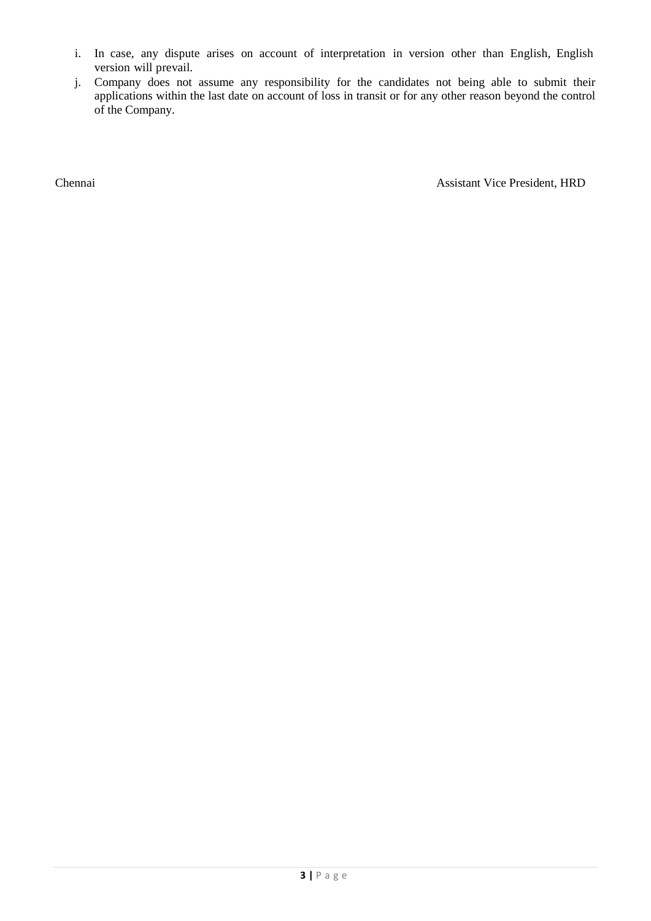i. In case, any dispute arises on account of interpretation in version other than English, English version will prevail.

j. Company does not assume any responsibility for the candidates not being able to submit their applications within the last date on account of loss in transit or for any other reason beyond the control of the Company.

Chennai

Assistant Vice President, HRD